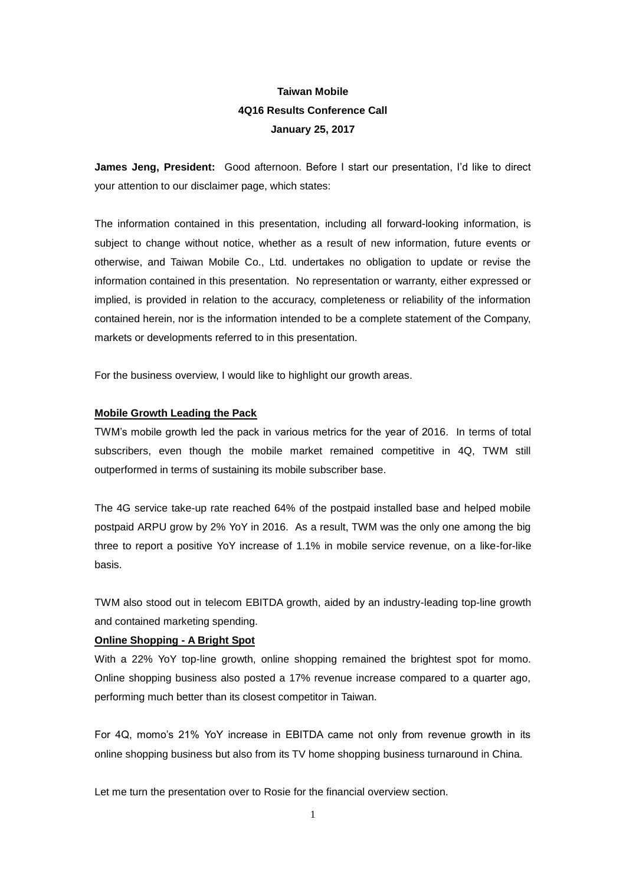**Taiwan Mobile**
**4Q16 Results Conference Call**
**January 25, 2017**

**James Jeng, President:** Good afternoon. Before I start our presentation, I'd like to direct your attention to our disclaimer page, which states:

The information contained in this presentation, including all forward-looking information, is subject to change without notice, whether as a result of new information, future events or otherwise, and Taiwan Mobile Co., Ltd. undertakes no obligation to update or revise the information contained in this presentation. No representation or warranty, either expressed or implied, is provided in relation to the accuracy, completeness or reliability of the information contained herein, nor is the information intended to be a complete statement of the Company, markets or developments referred to in this presentation.

For the business overview, I would like to highlight our growth areas.

**Mobile Growth Leading the Pack**

TWM's mobile growth led the pack in various metrics for the year of 2016. In terms of total subscribers, even though the mobile market remained competitive in 4Q, TWM still outperformed in terms of sustaining its mobile subscriber base.

The 4G service take-up rate reached 64% of the postpaid installed base and helped mobile postpaid ARPU grow by 2% YoY in 2016. As a result, TWM was the only one among the big three to report a positive YoY increase of 1.1% in mobile service revenue, on a like-for-like basis.

TWM also stood out in telecom EBITDA growth, aided by an industry-leading top-line growth and contained marketing spending.

**Online Shopping - A Bright Spot**

With a 22% YoY top-line growth, online shopping remained the brightest spot for momo. Online shopping business also posted a 17% revenue increase compared to a quarter ago, performing much better than its closest competitor in Taiwan.

For 4Q, momo's 21% YoY increase in EBITDA came not only from revenue growth in its online shopping business but also from its TV home shopping business turnaround in China.

Let me turn the presentation over to Rosie for the financial overview section.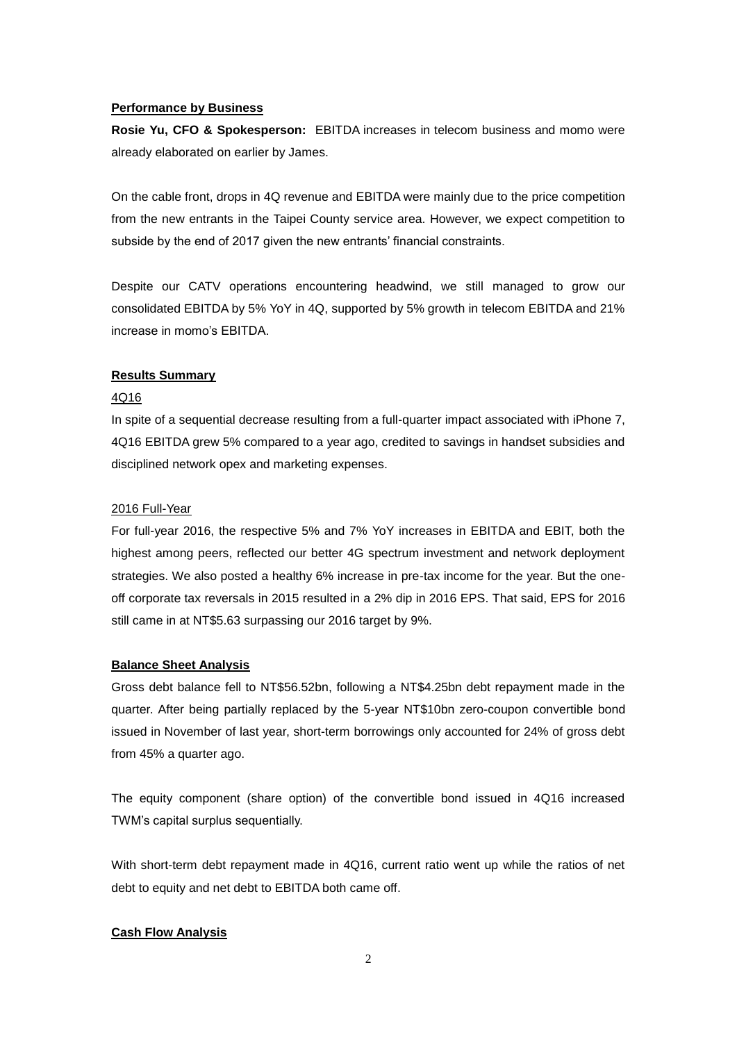**Performance by Business**

**Rosie Yu, CFO & Spokesperson:** EBITDA increases in telecom business and momo were already elaborated on earlier by James.

On the cable front, drops in 4Q revenue and EBITDA were mainly due to the price competition from the new entrants in the Taipei County service area. However, we expect competition to subside by the end of 2017 given the new entrants' financial constraints.

Despite our CATV operations encountering headwind, we still managed to grow our consolidated EBITDA by 5% YoY in 4Q, supported by 5% growth in telecom EBITDA and 21% increase in momo's EBITDA.

**Results Summary**

4Q16

In spite of a sequential decrease resulting from a full-quarter impact associated with iPhone 7, 4Q16 EBITDA grew 5% compared to a year ago, credited to savings in handset subsidies and disciplined network opex and marketing expenses.

2016 Full-Year

For full-year 2016, the respective 5% and 7% YoY increases in EBITDA and EBIT, both the highest among peers, reflected our better 4G spectrum investment and network deployment strategies. We also posted a healthy 6% increase in pre-tax income for the year. But the one-off corporate tax reversals in 2015 resulted in a 2% dip in 2016 EPS. That said, EPS for 2016 still came in at NT$5.63 surpassing our 2016 target by 9%.

**Balance Sheet Analysis**

Gross debt balance fell to NT$56.52bn, following a NT$4.25bn debt repayment made in the quarter. After being partially replaced by the 5-year NT$10bn zero-coupon convertible bond issued in November of last year, short-term borrowings only accounted for 24% of gross debt from 45% a quarter ago.

The equity component (share option) of the convertible bond issued in 4Q16 increased TWM's capital surplus sequentially.

With short-term debt repayment made in 4Q16, current ratio went up while the ratios of net debt to equity and net debt to EBITDA both came off.

**Cash Flow Analysis**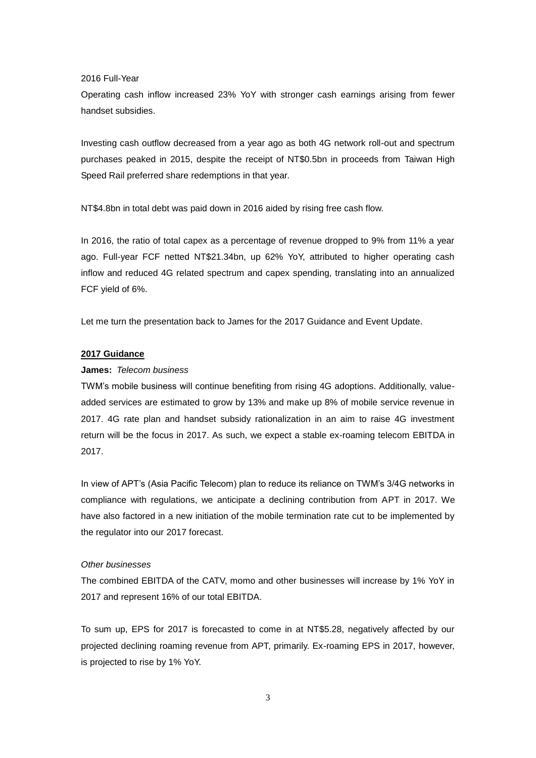2016 Full-Year

Operating cash inflow increased 23% YoY with stronger cash earnings arising from fewer handset subsidies.

Investing cash outflow decreased from a year ago as both 4G network roll-out and spectrum purchases peaked in 2015, despite the receipt of NT$0.5bn in proceeds from Taiwan High Speed Rail preferred share redemptions in that year.

NT$4.8bn in total debt was paid down in 2016 aided by rising free cash flow.

In 2016, the ratio of total capex as a percentage of revenue dropped to 9% from 11% a year ago. Full-year FCF netted NT$21.34bn, up 62% YoY, attributed to higher operating cash inflow and reduced 4G related spectrum and capex spending, translating into an annualized FCF yield of 6%.

Let me turn the presentation back to James for the 2017 Guidance and Event Update.

**2017 Guidance**

**James:** *Telecom business*

TWM's mobile business will continue benefiting from rising 4G adoptions. Additionally, value-added services are estimated to grow by 13% and make up 8% of mobile service revenue in 2017. 4G rate plan and handset subsidy rationalization in an aim to raise 4G investment return will be the focus in 2017. As such, we expect a stable ex-roaming telecom EBITDA in 2017.

In view of APT's (Asia Pacific Telecom) plan to reduce its reliance on TWM's 3/4G networks in compliance with regulations, we anticipate a declining contribution from APT in 2017. We have also factored in a new initiation of the mobile termination rate cut to be implemented by the regulator into our 2017 forecast.

*Other businesses*

The combined EBITDA of the CATV, momo and other businesses will increase by 1% YoY in 2017 and represent 16% of our total EBITDA.

To sum up, EPS for 2017 is forecasted to come in at NT$5.28, negatively affected by our projected declining roaming revenue from APT, primarily. Ex-roaming EPS in 2017, however, is projected to rise by 1% YoY.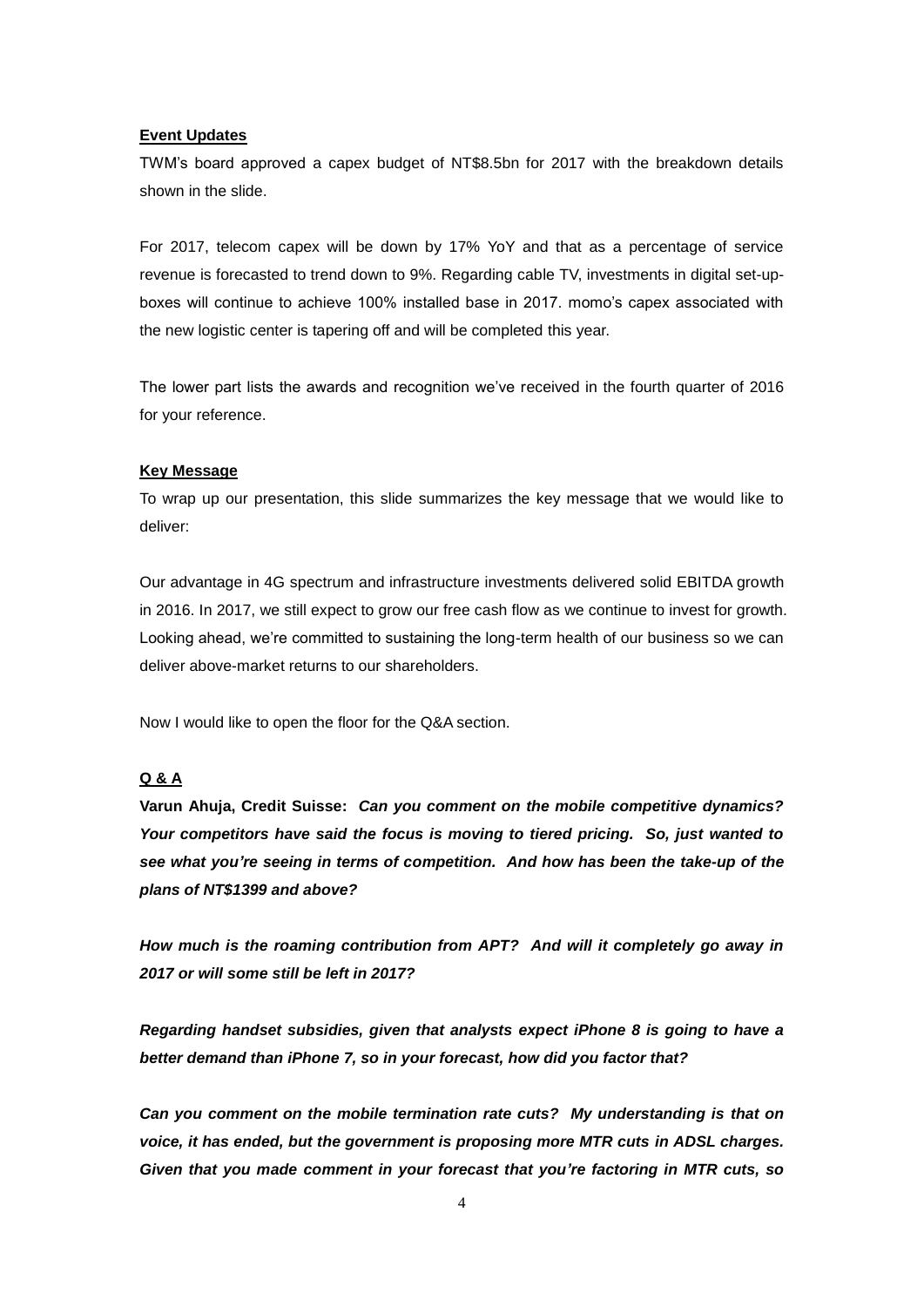**Event Updates**

TWM's board approved a capex budget of NT$8.5bn for 2017 with the breakdown details shown in the slide.

For 2017, telecom capex will be down by 17% YoY and that as a percentage of service revenue is forecasted to trend down to 9%. Regarding cable TV, investments in digital set-up-boxes will continue to achieve 100% installed base in 2017. momo's capex associated with the new logistic center is tapering off and will be completed this year.

The lower part lists the awards and recognition we've received in the fourth quarter of 2016 for your reference.

**Key Message**

To wrap up our presentation, this slide summarizes the key message that we would like to deliver:

Our advantage in 4G spectrum and infrastructure investments delivered solid EBITDA growth in 2016. In 2017, we still expect to grow our free cash flow as we continue to invest for growth. Looking ahead, we're committed to sustaining the long-term health of our business so we can deliver above-market returns to our shareholders.

Now I would like to open the floor for the Q&A section.

**Q & A**

**Varun Ahuja, Credit Suisse:** ***Can you comment on the mobile competitive dynamics? Your competitors have said the focus is moving to tiered pricing. So, just wanted to see what you're seeing in terms of competition. And how has been the take-up of the plans of NT$1399 and above?***

***How much is the roaming contribution from APT? And will it completely go away in 2017 or will some still be left in 2017?***

***Regarding handset subsidies, given that analysts expect iPhone 8 is going to have a better demand than iPhone 7, so in your forecast, how did you factor that?***

***Can you comment on the mobile termination rate cuts? My understanding is that on voice, it has ended, but the government is proposing more MTR cuts in ADSL charges. Given that you made comment in your forecast that you're factoring in MTR cuts, so***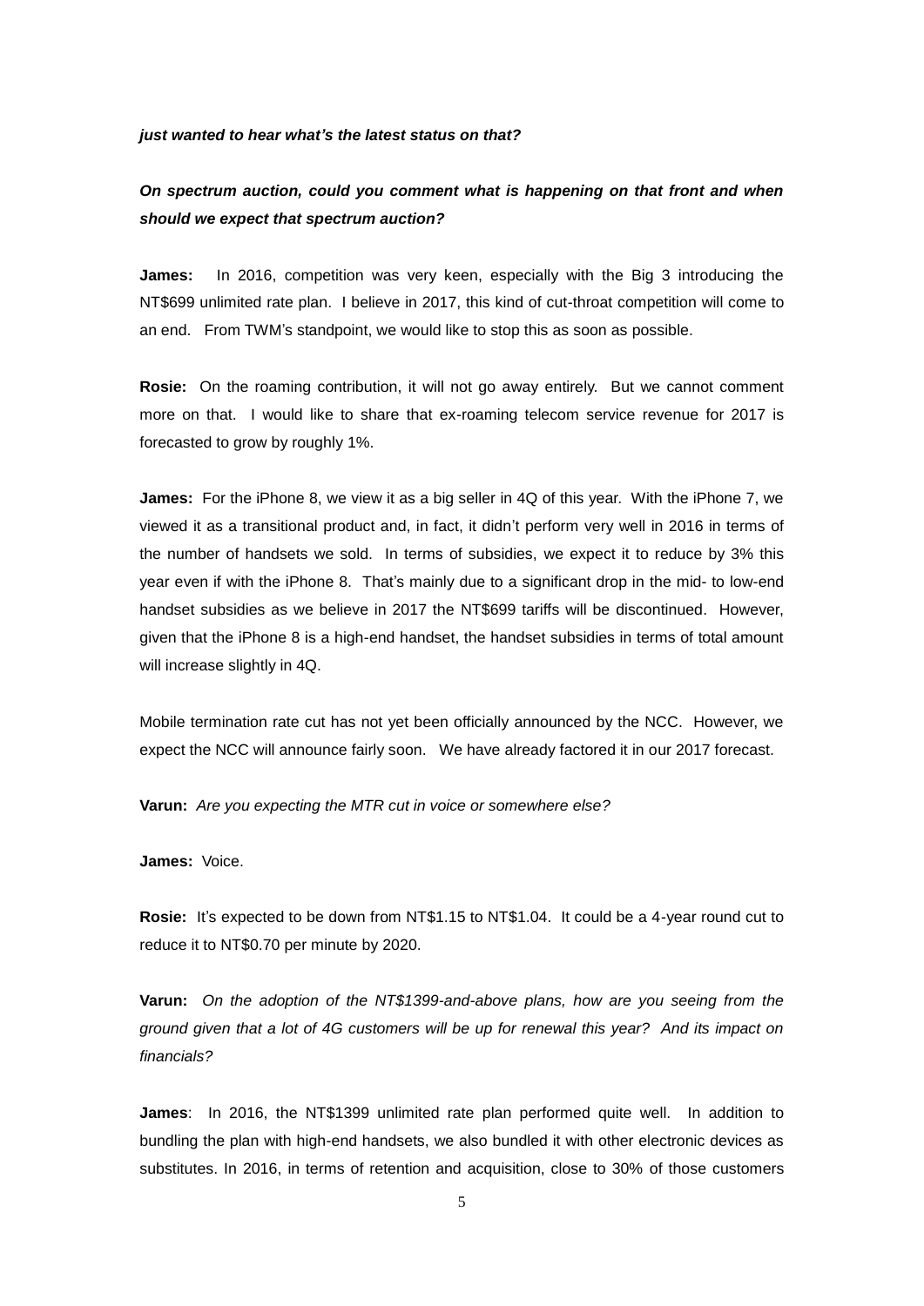***just wanted to hear what's the latest status on that?***

***On spectrum auction, could you comment what is happening on that front and when should we expect that spectrum auction?***

**James:** In 2016, competition was very keen, especially with the Big 3 introducing the NT$699 unlimited rate plan. I believe in 2017, this kind of cut-throat competition will come to an end. From TWM's standpoint, we would like to stop this as soon as possible.

**Rosie:** On the roaming contribution, it will not go away entirely. But we cannot comment more on that. I would like to share that ex-roaming telecom service revenue for 2017 is forecasted to grow by roughly 1%.

**James:** For the iPhone 8, we view it as a big seller in 4Q of this year. With the iPhone 7, we viewed it as a transitional product and, in fact, it didn't perform very well in 2016 in terms of the number of handsets we sold. In terms of subsidies, we expect it to reduce by 3% this year even if with the iPhone 8. That's mainly due to a significant drop in the mid- to low-end handset subsidies as we believe in 2017 the NT$699 tariffs will be discontinued. However, given that the iPhone 8 is a high-end handset, the handset subsidies in terms of total amount will increase slightly in 4Q.

Mobile termination rate cut has not yet been officially announced by the NCC. However, we expect the NCC will announce fairly soon. We have already factored it in our 2017 forecast.

**Varun:** *Are you expecting the MTR cut in voice or somewhere else?*

**James:** Voice.

**Rosie:** It's expected to be down from NT$1.15 to NT$1.04. It could be a 4-year round cut to reduce it to NT$0.70 per minute by 2020.

**Varun:** *On the adoption of the NT$1399-and-above plans, how are you seeing from the ground given that a lot of 4G customers will be up for renewal this year? And its impact on financials?*

**James**: In 2016, the NT$1399 unlimited rate plan performed quite well. In addition to bundling the plan with high-end handsets, we also bundled it with other electronic devices as substitutes. In 2016, in terms of retention and acquisition, close to 30% of those customers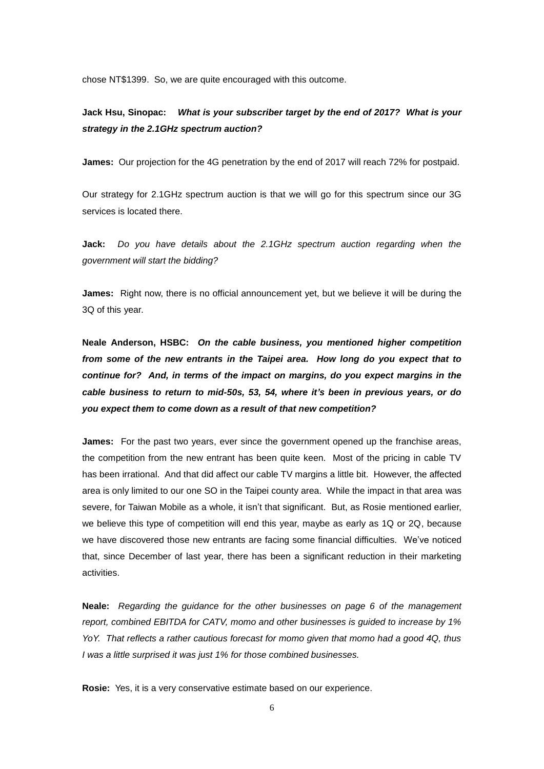chose NT$1399. So, we are quite encouraged with this outcome.

**Jack Hsu, Sinopac:** ***What is your subscriber target by the end of 2017? What is your strategy in the 2.1GHz spectrum auction?***

**James:** Our projection for the 4G penetration by the end of 2017 will reach 72% for postpaid.

Our strategy for 2.1GHz spectrum auction is that we will go for this spectrum since our 3G services is located there.

**Jack:** *Do you have details about the 2.1GHz spectrum auction regarding when the government will start the bidding?*

**James:** Right now, there is no official announcement yet, but we believe it will be during the 3Q of this year.

**Neale Anderson, HSBC:** ***On the cable business, you mentioned higher competition from some of the new entrants in the Taipei area. How long do you expect that to continue for? And, in terms of the impact on margins, do you expect margins in the cable business to return to mid-50s, 53, 54, where it's been in previous years, or do you expect them to come down as a result of that new competition?***

**James:** For the past two years, ever since the government opened up the franchise areas, the competition from the new entrant has been quite keen. Most of the pricing in cable TV has been irrational. And that did affect our cable TV margins a little bit. However, the affected area is only limited to our one SO in the Taipei county area. While the impact in that area was severe, for Taiwan Mobile as a whole, it isn't that significant. But, as Rosie mentioned earlier, we believe this type of competition will end this year, maybe as early as 1Q or 2Q, because we have discovered those new entrants are facing some financial difficulties. We've noticed that, since December of last year, there has been a significant reduction in their marketing activities.

**Neale:** *Regarding the guidance for the other businesses on page 6 of the management report, combined EBITDA for CATV, momo and other businesses is guided to increase by 1% YoY. That reflects a rather cautious forecast for momo given that momo had a good 4Q, thus I was a little surprised it was just 1% for those combined businesses.*

**Rosie:** Yes, it is a very conservative estimate based on our experience.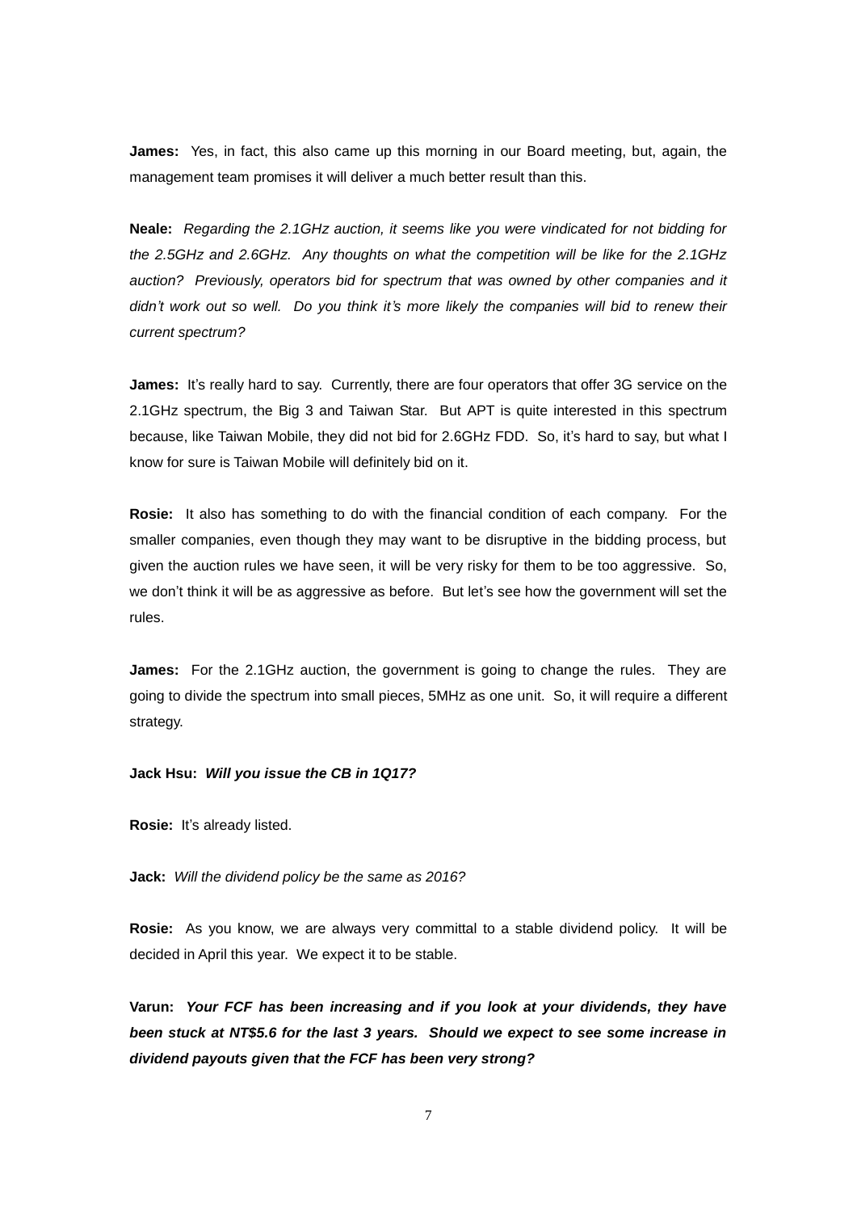**James:** Yes, in fact, this also came up this morning in our Board meeting, but, again, the management team promises it will deliver a much better result than this.

**Neale:** *Regarding the 2.1GHz auction, it seems like you were vindicated for not bidding for the 2.5GHz and 2.6GHz. Any thoughts on what the competition will be like for the 2.1GHz auction? Previously, operators bid for spectrum that was owned by other companies and it didn't work out so well. Do you think it's more likely the companies will bid to renew their current spectrum?*

**James:** It's really hard to say. Currently, there are four operators that offer 3G service on the 2.1GHz spectrum, the Big 3 and Taiwan Star. But APT is quite interested in this spectrum because, like Taiwan Mobile, they did not bid for 2.6GHz FDD. So, it's hard to say, but what I know for sure is Taiwan Mobile will definitely bid on it.

**Rosie:** It also has something to do with the financial condition of each company. For the smaller companies, even though they may want to be disruptive in the bidding process, but given the auction rules we have seen, it will be very risky for them to be too aggressive. So, we don't think it will be as aggressive as before. But let's see how the government will set the rules.

**James:** For the 2.1GHz auction, the government is going to change the rules. They are going to divide the spectrum into small pieces, 5MHz as one unit. So, it will require a different strategy.

**Jack Hsu:** ***Will you issue the CB in 1Q17?***

**Rosie:** It's already listed.

**Jack:** *Will the dividend policy be the same as 2016?*

**Rosie:** As you know, we are always very committal to a stable dividend policy. It will be decided in April this year. We expect it to be stable.

**Varun:** ***Your FCF has been increasing and if you look at your dividends, they have been stuck at NT$5.6 for the last 3 years. Should we expect to see some increase in dividend payouts given that the FCF has been very strong?***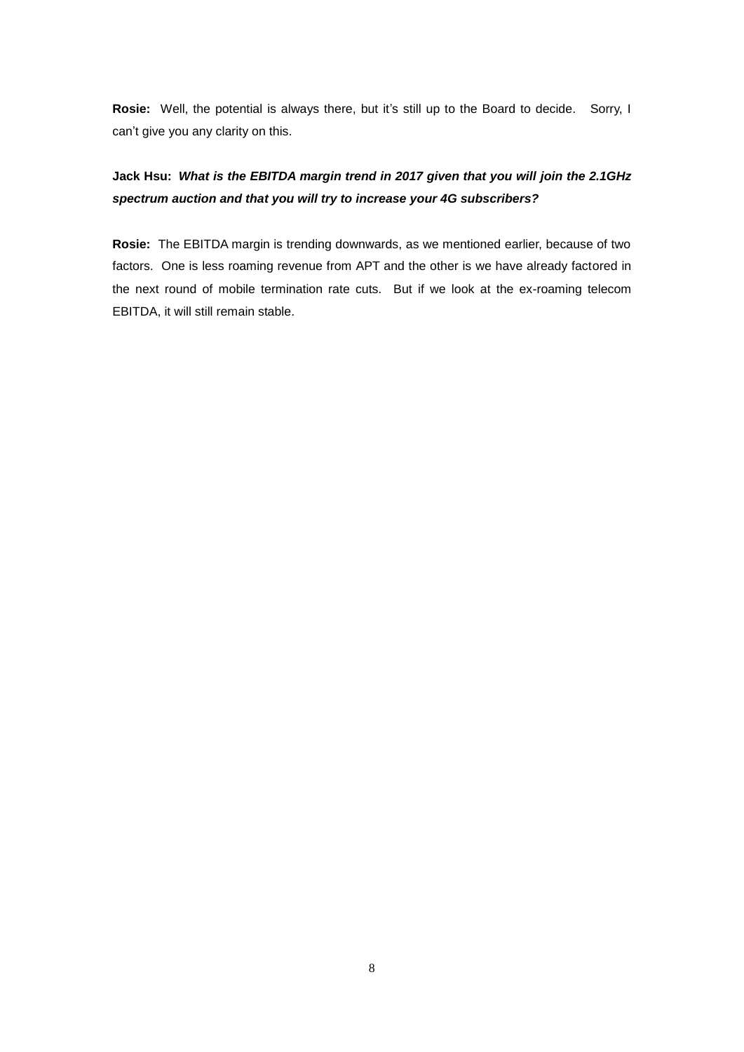**Rosie:** Well, the potential is always there, but it's still up to the Board to decide. Sorry, I can't give you any clarity on this.

**Jack Hsu:** ***What is the EBITDA margin trend in 2017 given that you will join the 2.1GHz spectrum auction and that you will try to increase your 4G subscribers?***

**Rosie:** The EBITDA margin is trending downwards, as we mentioned earlier, because of two factors. One is less roaming revenue from APT and the other is we have already factored in the next round of mobile termination rate cuts. But if we look at the ex-roaming telecom EBITDA, it will still remain stable.